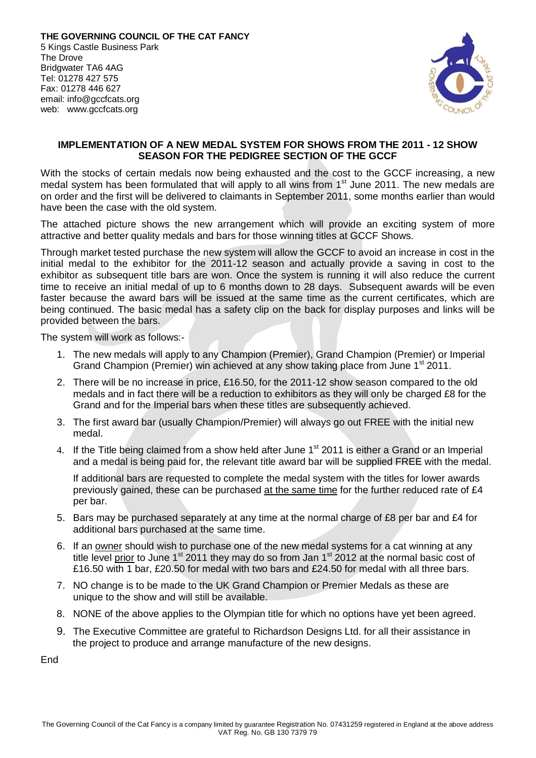**THE GOVERNING COUNCIL OF THE CAT FANCY**
5 Kings Castle Business Park
The Drove
Bridgwater TA6 4AG
Tel: 01278 427 575
Fax: 01278 446 627
email: info@gccfcats.org
web: www.gccfcats.org

## IMPLEMENTATION OF A NEW MEDAL SYSTEM FOR SHOWS FROM THE 2011 - 12 SHOW SEASON FOR THE PEDIGREE SECTION OF THE GCCF

With the stocks of certain medals now being exhausted and the cost to the GCCF increasing, a new medal system has been formulated that will apply to all wins from 1st June 2011. The new medals are on order and the first will be delivered to claimants in September 2011, some months earlier than would have been the case with the old system.

The attached picture shows the new arrangement which will provide an exciting system of more attractive and better quality medals and bars for those winning titles at GCCF Shows.

Through market tested purchase the new system will allow the GCCF to avoid an increase in cost in the initial medal to the exhibitor for the 2011-12 season and actually provide a saving in cost to the exhibitor as subsequent title bars are won. Once the system is running it will also reduce the current time to receive an initial medal of up to 6 months down to 28 days. Subsequent awards will be even faster because the award bars will be issued at the same time as the current certificates, which are being continued. The basic medal has a safety clip on the back for display purposes and links will be provided between the bars.

The system will work as follows:-

1. The new medals will apply to any Champion (Premier), Grand Champion (Premier) or Imperial Grand Champion (Premier) win achieved at any show taking place from June 1st 2011.
2. There will be no increase in price, £16.50, for the 2011-12 show season compared to the old medals and in fact there will be a reduction to exhibitors as they will only be charged £8 for the Grand and for the Imperial bars when these titles are subsequently achieved.
3. The first award bar (usually Champion/Premier) will always go out FREE with the initial new medal.
4. If the Title being claimed from a show held after June 1st 2011 is either a Grand or an Imperial and a medal is being paid for, the relevant title award bar will be supplied FREE with the medal.

   If additional bars are requested to complete the medal system with the titles for lower awards previously gained, these can be purchased <u>at the same time</u> for the further reduced rate of £4 per bar.
5. Bars may be purchased separately at any time at the normal charge of £8 per bar and £4 for additional bars purchased at the same time.
6. If an <u>owner</u> should wish to purchase one of the new medal systems for a cat winning at any title level <u>prior</u> to June 1st 2011 they may do so from Jan 1st 2012 at the normal basic cost of £16.50 with 1 bar, £20.50 for medal with two bars and £24.50 for medal with all three bars.
7. NO change is to be made to the UK Grand Champion or Premier Medals as these are unique to the show and will still be available.
8. NONE of the above applies to the Olympian title for which no options have yet been agreed.
9. The Executive Committee are grateful to Richardson Designs Ltd. for all their assistance in the project to produce and arrange manufacture of the new designs.

End

The Governing Council of the Cat Fancy is a company limited by guarantee Registration No. 07431259 registered in England at the above address VAT Reg. No. GB 130 7379 79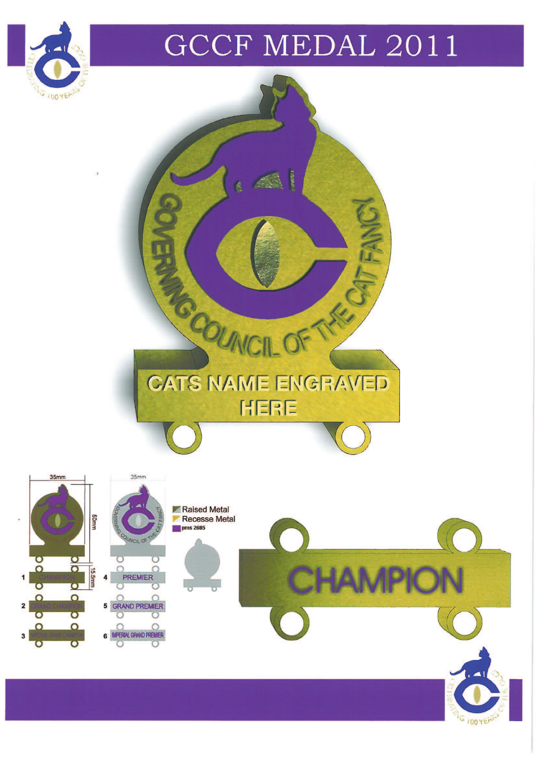# GCCF MEDAL 2011

GOVERNING COUNCIL OF THE CAT FANCY

CATS NAME ENGRAVED HERE

35mm

50mm

15.5mm

35mm

1 CHAMPION

2 GRAND CHAMPION

3 IMPERIAL GRAND CHAMPION

4 PREMIER

5 GRAND PREMIER

6 IMPERIAL GRAND PREMIER

Raised Metal

Recesse Metal

pms 2685

CHAMPION